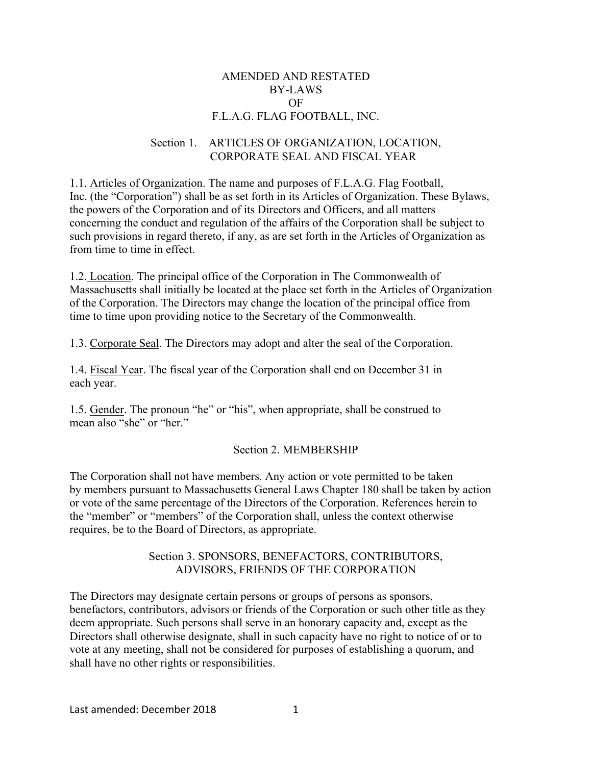# AMENDED AND RESTATED BY-LAWS OF F.L.A.G. FLAG FOOTBALL, INC.

## Section 1. ARTICLES OF ORGANIZATION, LOCATION, CORPORATE SEAL AND FISCAL YEAR

1.1. Articles of Organization. The name and purposes of F.L.A.G. Flag Football, Inc. (the "Corporation") shall be as set forth in its Articles of Organization. These Bylaws, the powers of the Corporation and of its Directors and Officers, and all matters concerning the conduct and regulation of the affairs of the Corporation shall be subject to such provisions in regard thereto, if any, as are set forth in the Articles of Organization as from time to time in effect.

1.2. Location. The principal office of the Corporation in The Commonwealth of Massachusetts shall initially be located at the place set forth in the Articles of Organization of the Corporation. The Directors may change the location of the principal office from time to time upon providing notice to the Secretary of the Commonwealth.

1.3. Corporate Seal. The Directors may adopt and alter the seal of the Corporation.

1.4. Fiscal Year. The fiscal year of the Corporation shall end on December 31 in each year.

1.5. Gender. The pronoun "he" or "his", when appropriate, shall be construed to mean also "she" or "her."

## Section 2. MEMBERSHIP

The Corporation shall not have members. Any action or vote permitted to be taken by members pursuant to Massachusetts General Laws Chapter 180 shall be taken by action or vote of the same percentage of the Directors of the Corporation. References herein to the "member" or "members" of the Corporation shall, unless the context otherwise requires, be to the Board of Directors, as appropriate.

## Section 3. SPONSORS, BENEFACTORS, CONTRIBUTORS, ADVISORS, FRIENDS OF THE CORPORATION

The Directors may designate certain persons or groups of persons as sponsors, benefactors, contributors, advisors or friends of the Corporation or such other title as they deem appropriate. Such persons shall serve in an honorary capacity and, except as the Directors shall otherwise designate, shall in such capacity have no right to notice of or to vote at any meeting, shall not be considered for purposes of establishing a quorum, and shall have no other rights or responsibilities.

Last amended: December 2018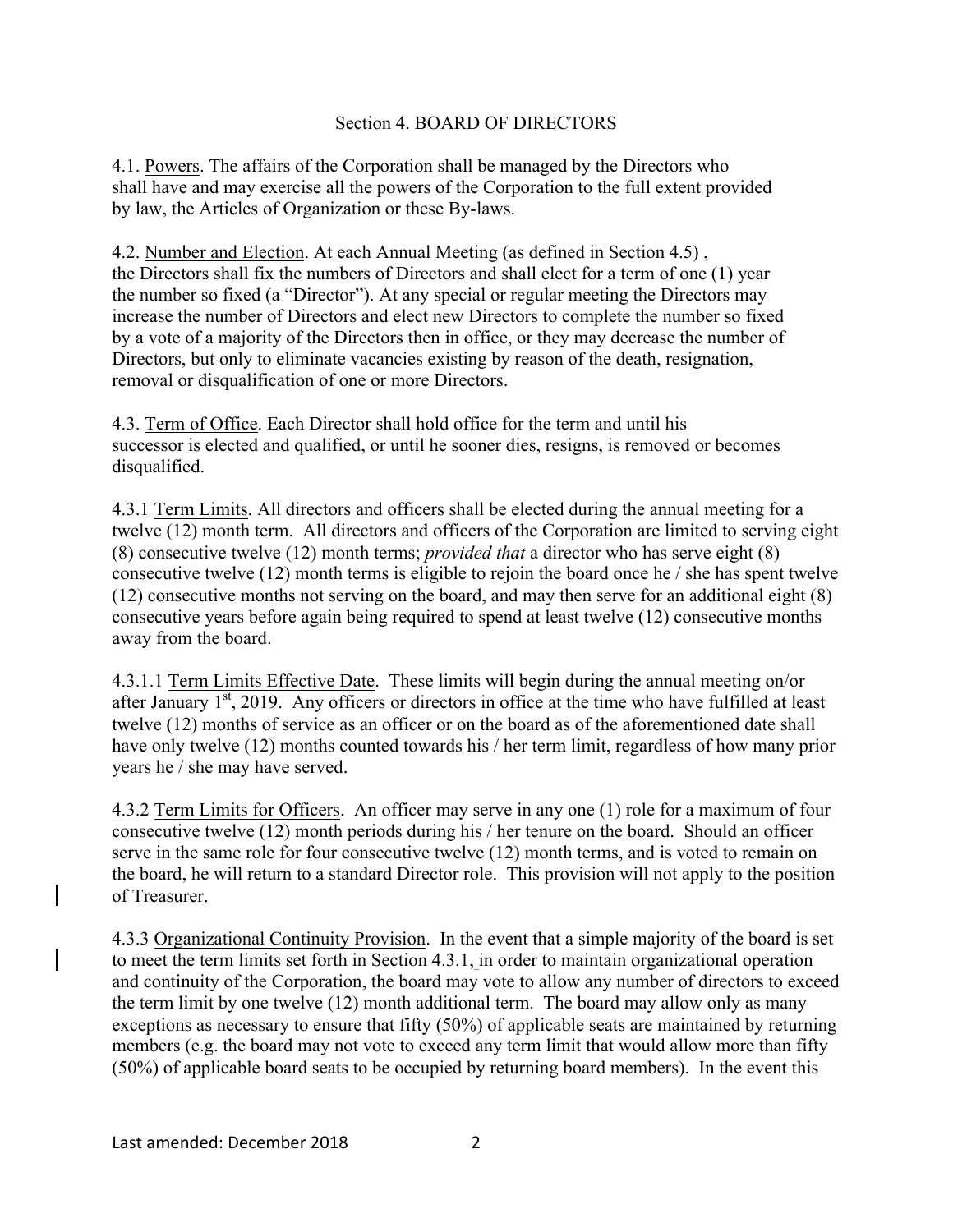## Section 4. BOARD OF DIRECTORS

4.1. Powers. The affairs of the Corporation shall be managed by the Directors who shall have and may exercise all the powers of the Corporation to the full extent provided by law, the Articles of Organization or these By-laws.

4.2. Number and Election. At each Annual Meeting (as defined in Section 4.5) , the Directors shall fix the numbers of Directors and shall elect for a term of one (1) year the number so fixed (a "Director"). At any special or regular meeting the Directors may increase the number of Directors and elect new Directors to complete the number so fixed by a vote of a majority of the Directors then in office, or they may decrease the number of Directors, but only to eliminate vacancies existing by reason of the death, resignation, removal or disqualification of one or more Directors.

4.3. Term of Office. Each Director shall hold office for the term and until his successor is elected and qualified, or until he sooner dies, resigns, is removed or becomes disqualified.

4.3.1 Term Limits. All directors and officers shall be elected during the annual meeting for a twelve (12) month term. All directors and officers of the Corporation are limited to serving eight (8) consecutive twelve (12) month terms; *provided that* a director who has serve eight (8) consecutive twelve (12) month terms is eligible to rejoin the board once he / she has spent twelve (12) consecutive months not serving on the board, and may then serve for an additional eight (8) consecutive years before again being required to spend at least twelve (12) consecutive months away from the board.

4.3.1.1 Term Limits Effective Date. These limits will begin during the annual meeting on/or after January 1st, 2019. Any officers or directors in office at the time who have fulfilled at least twelve (12) months of service as an officer or on the board as of the aforementioned date shall have only twelve (12) months counted towards his / her term limit, regardless of how many prior years he / she may have served.

4.3.2 Term Limits for Officers. An officer may serve in any one (1) role for a maximum of four consecutive twelve (12) month periods during his / her tenure on the board. Should an officer serve in the same role for four consecutive twelve (12) month terms, and is voted to remain on the board, he will return to a standard Director role. This provision will not apply to the position of Treasurer.

4.3.3 Organizational Continuity Provision. In the event that a simple majority of the board is set to meet the term limits set forth in Section 4.3.1, in order to maintain organizational operation and continuity of the Corporation, the board may vote to allow any number of directors to exceed the term limit by one twelve (12) month additional term. The board may allow only as many exceptions as necessary to ensure that fifty (50%) of applicable seats are maintained by returning members (e.g. the board may not vote to exceed any term limit that would allow more than fifty (50%) of applicable board seats to be occupied by returning board members). In the event this

Last amended: December 2018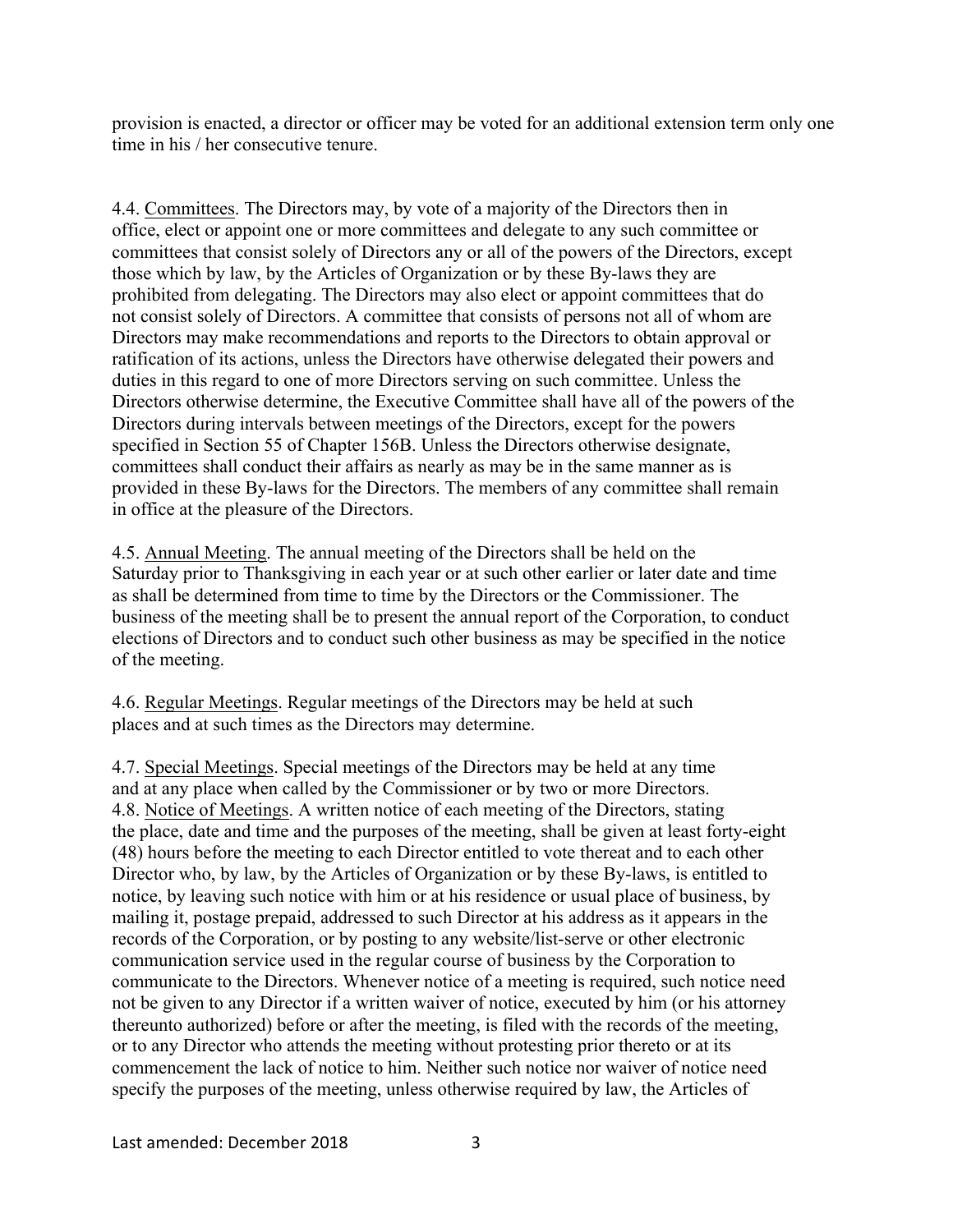provision is enacted, a director or officer may be voted for an additional extension term only one time in his / her consecutive tenure.

4.4. Committees. The Directors may, by vote of a majority of the Directors then in office, elect or appoint one or more committees and delegate to any such committee or committees that consist solely of Directors any or all of the powers of the Directors, except those which by law, by the Articles of Organization or by these By-laws they are prohibited from delegating. The Directors may also elect or appoint committees that do not consist solely of Directors. A committee that consists of persons not all of whom are Directors may make recommendations and reports to the Directors to obtain approval or ratification of its actions, unless the Directors have otherwise delegated their powers and duties in this regard to one of more Directors serving on such committee. Unless the Directors otherwise determine, the Executive Committee shall have all of the powers of the Directors during intervals between meetings of the Directors, except for the powers specified in Section 55 of Chapter 156B. Unless the Directors otherwise designate, committees shall conduct their affairs as nearly as may be in the same manner as is provided in these By-laws for the Directors. The members of any committee shall remain in office at the pleasure of the Directors.

4.5. Annual Meeting. The annual meeting of the Directors shall be held on the Saturday prior to Thanksgiving in each year or at such other earlier or later date and time as shall be determined from time to time by the Directors or the Commissioner. The business of the meeting shall be to present the annual report of the Corporation, to conduct elections of Directors and to conduct such other business as may be specified in the notice of the meeting.

4.6. Regular Meetings. Regular meetings of the Directors may be held at such places and at such times as the Directors may determine.

4.7. Special Meetings. Special meetings of the Directors may be held at any time and at any place when called by the Commissioner or by two or more Directors.

4.8. Notice of Meetings. A written notice of each meeting of the Directors, stating the place, date and time and the purposes of the meeting, shall be given at least forty-eight (48) hours before the meeting to each Director entitled to vote thereat and to each other Director who, by law, by the Articles of Organization or by these By-laws, is entitled to notice, by leaving such notice with him or at his residence or usual place of business, by mailing it, postage prepaid, addressed to such Director at his address as it appears in the records of the Corporation, or by posting to any website/list-serve or other electronic communication service used in the regular course of business by the Corporation to communicate to the Directors. Whenever notice of a meeting is required, such notice need not be given to any Director if a written waiver of notice, executed by him (or his attorney thereunto authorized) before or after the meeting, is filed with the records of the meeting, or to any Director who attends the meeting without protesting prior thereto or at its commencement the lack of notice to him. Neither such notice nor waiver of notice need specify the purposes of the meeting, unless otherwise required by law, the Articles of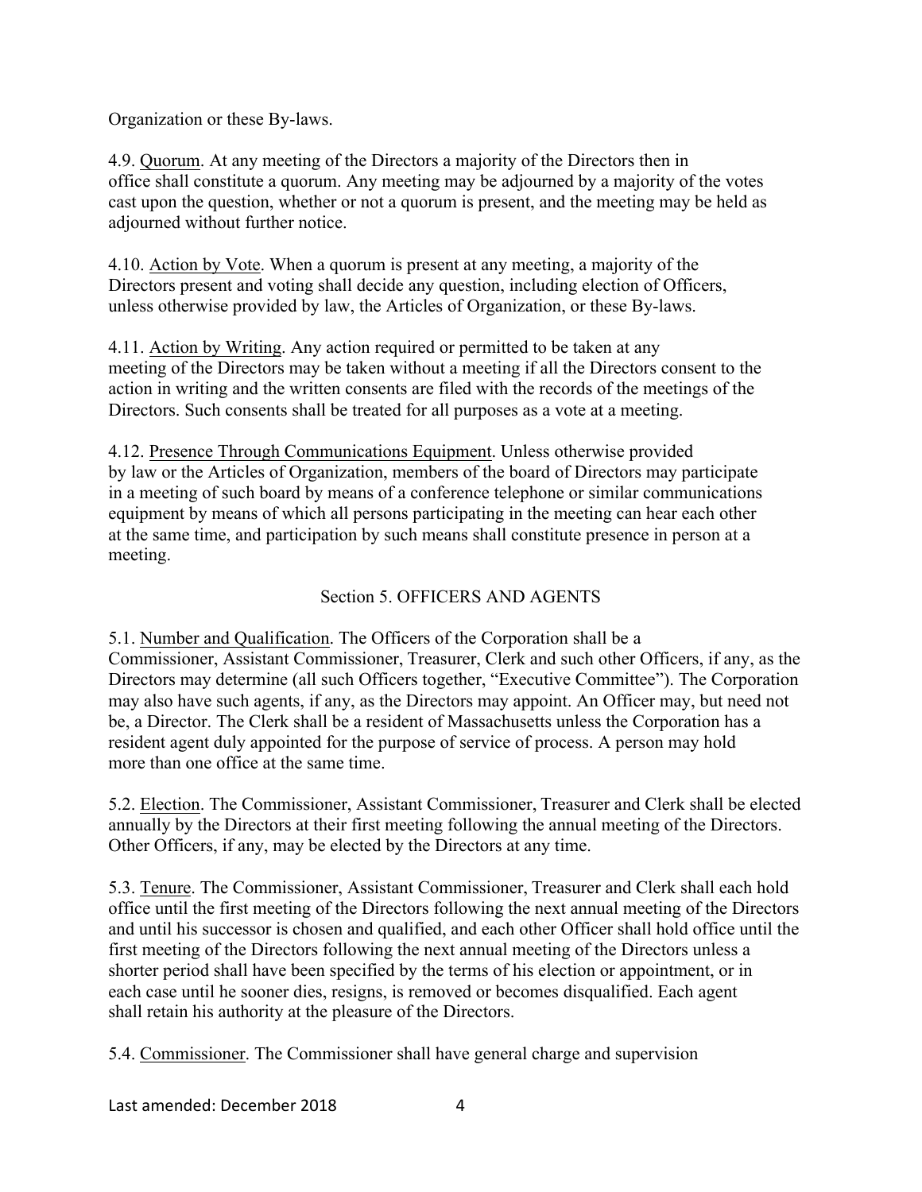Organization or these By-laws.

4.9. Quorum. At any meeting of the Directors a majority of the Directors then in office shall constitute a quorum. Any meeting may be adjourned by a majority of the votes cast upon the question, whether or not a quorum is present, and the meeting may be held as adjourned without further notice.

4.10. Action by Vote. When a quorum is present at any meeting, a majority of the Directors present and voting shall decide any question, including election of Officers, unless otherwise provided by law, the Articles of Organization, or these By-laws.

4.11. Action by Writing. Any action required or permitted to be taken at any meeting of the Directors may be taken without a meeting if all the Directors consent to the action in writing and the written consents are filed with the records of the meetings of the Directors. Such consents shall be treated for all purposes as a vote at a meeting.

4.12. Presence Through Communications Equipment. Unless otherwise provided by law or the Articles of Organization, members of the board of Directors may participate in a meeting of such board by means of a conference telephone or similar communications equipment by means of which all persons participating in the meeting can hear each other at the same time, and participation by such means shall constitute presence in person at a meeting.

## Section 5. OFFICERS AND AGENTS

5.1. Number and Qualification. The Officers of the Corporation shall be a Commissioner, Assistant Commissioner, Treasurer, Clerk and such other Officers, if any, as the Directors may determine (all such Officers together, "Executive Committee"). The Corporation may also have such agents, if any, as the Directors may appoint. An Officer may, but need not be, a Director. The Clerk shall be a resident of Massachusetts unless the Corporation has a resident agent duly appointed for the purpose of service of process. A person may hold more than one office at the same time.

5.2. Election. The Commissioner, Assistant Commissioner, Treasurer and Clerk shall be elected annually by the Directors at their first meeting following the annual meeting of the Directors. Other Officers, if any, may be elected by the Directors at any time.

5.3. Tenure. The Commissioner, Assistant Commissioner, Treasurer and Clerk shall each hold office until the first meeting of the Directors following the next annual meeting of the Directors and until his successor is chosen and qualified, and each other Officer shall hold office until the first meeting of the Directors following the next annual meeting of the Directors unless a shorter period shall have been specified by the terms of his election or appointment, or in each case until he sooner dies, resigns, is removed or becomes disqualified. Each agent shall retain his authority at the pleasure of the Directors.

5.4. Commissioner. The Commissioner shall have general charge and supervision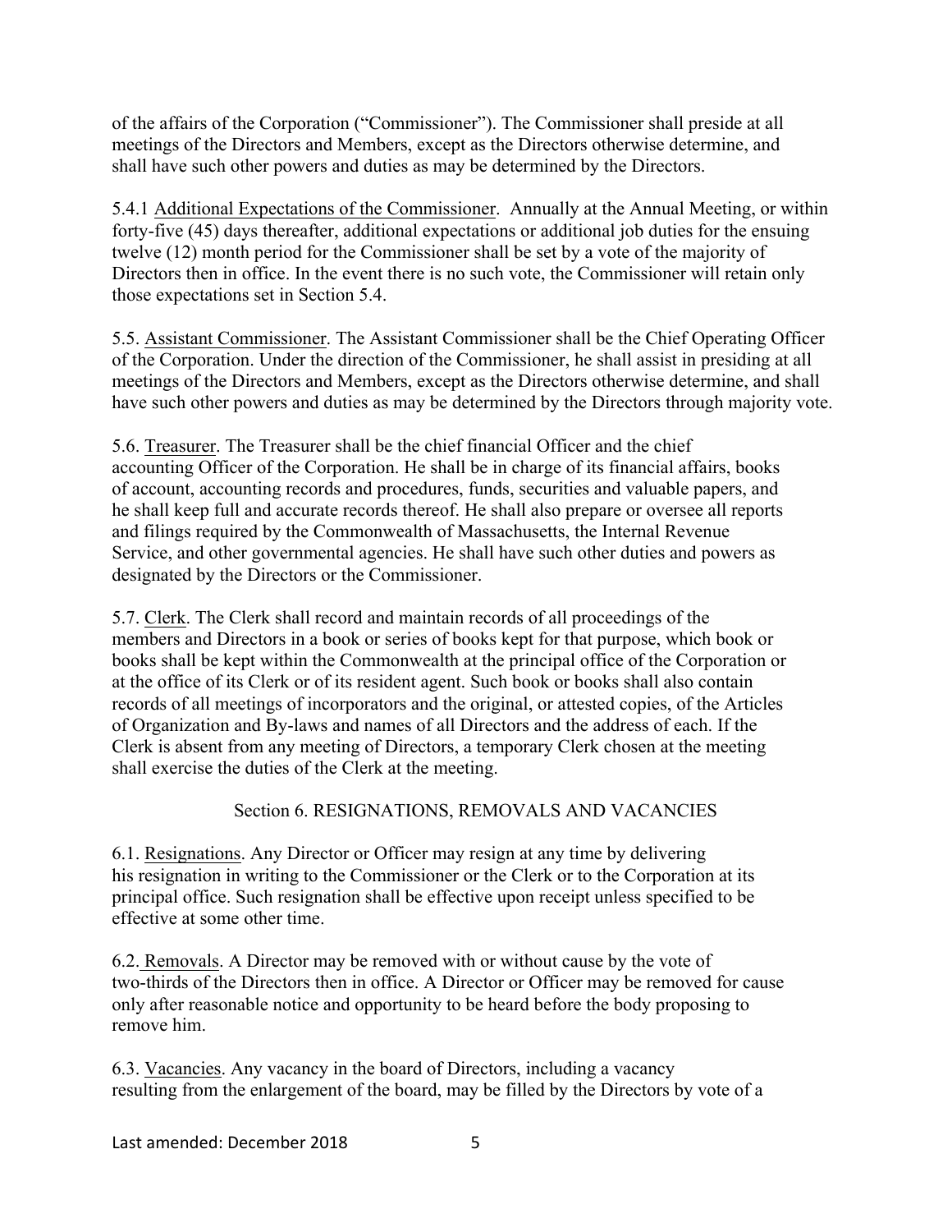of the affairs of the Corporation ("Commissioner"). The Commissioner shall preside at all meetings of the Directors and Members, except as the Directors otherwise determine, and shall have such other powers and duties as may be determined by the Directors.

5.4.1 Additional Expectations of the Commissioner. Annually at the Annual Meeting, or within forty-five (45) days thereafter, additional expectations or additional job duties for the ensuing twelve (12) month period for the Commissioner shall be set by a vote of the majority of Directors then in office. In the event there is no such vote, the Commissioner will retain only those expectations set in Section 5.4.

5.5. Assistant Commissioner. The Assistant Commissioner shall be the Chief Operating Officer of the Corporation. Under the direction of the Commissioner, he shall assist in presiding at all meetings of the Directors and Members, except as the Directors otherwise determine, and shall have such other powers and duties as may be determined by the Directors through majority vote.

5.6. Treasurer. The Treasurer shall be the chief financial Officer and the chief accounting Officer of the Corporation. He shall be in charge of its financial affairs, books of account, accounting records and procedures, funds, securities and valuable papers, and he shall keep full and accurate records thereof. He shall also prepare or oversee all reports and filings required by the Commonwealth of Massachusetts, the Internal Revenue Service, and other governmental agencies. He shall have such other duties and powers as designated by the Directors or the Commissioner.

5.7. Clerk. The Clerk shall record and maintain records of all proceedings of the members and Directors in a book or series of books kept for that purpose, which book or books shall be kept within the Commonwealth at the principal office of the Corporation or at the office of its Clerk or of its resident agent. Such book or books shall also contain records of all meetings of incorporators and the original, or attested copies, of the Articles of Organization and By-laws and names of all Directors and the address of each. If the Clerk is absent from any meeting of Directors, a temporary Clerk chosen at the meeting shall exercise the duties of the Clerk at the meeting.

## Section 6. RESIGNATIONS, REMOVALS AND VACANCIES

6.1. Resignations. Any Director or Officer may resign at any time by delivering his resignation in writing to the Commissioner or the Clerk or to the Corporation at its principal office. Such resignation shall be effective upon receipt unless specified to be effective at some other time.

6.2. Removals. A Director may be removed with or without cause by the vote of two-thirds of the Directors then in office. A Director or Officer may be removed for cause only after reasonable notice and opportunity to be heard before the body proposing to remove him.

6.3. Vacancies. Any vacancy in the board of Directors, including a vacancy resulting from the enlargement of the board, may be filled by the Directors by vote of a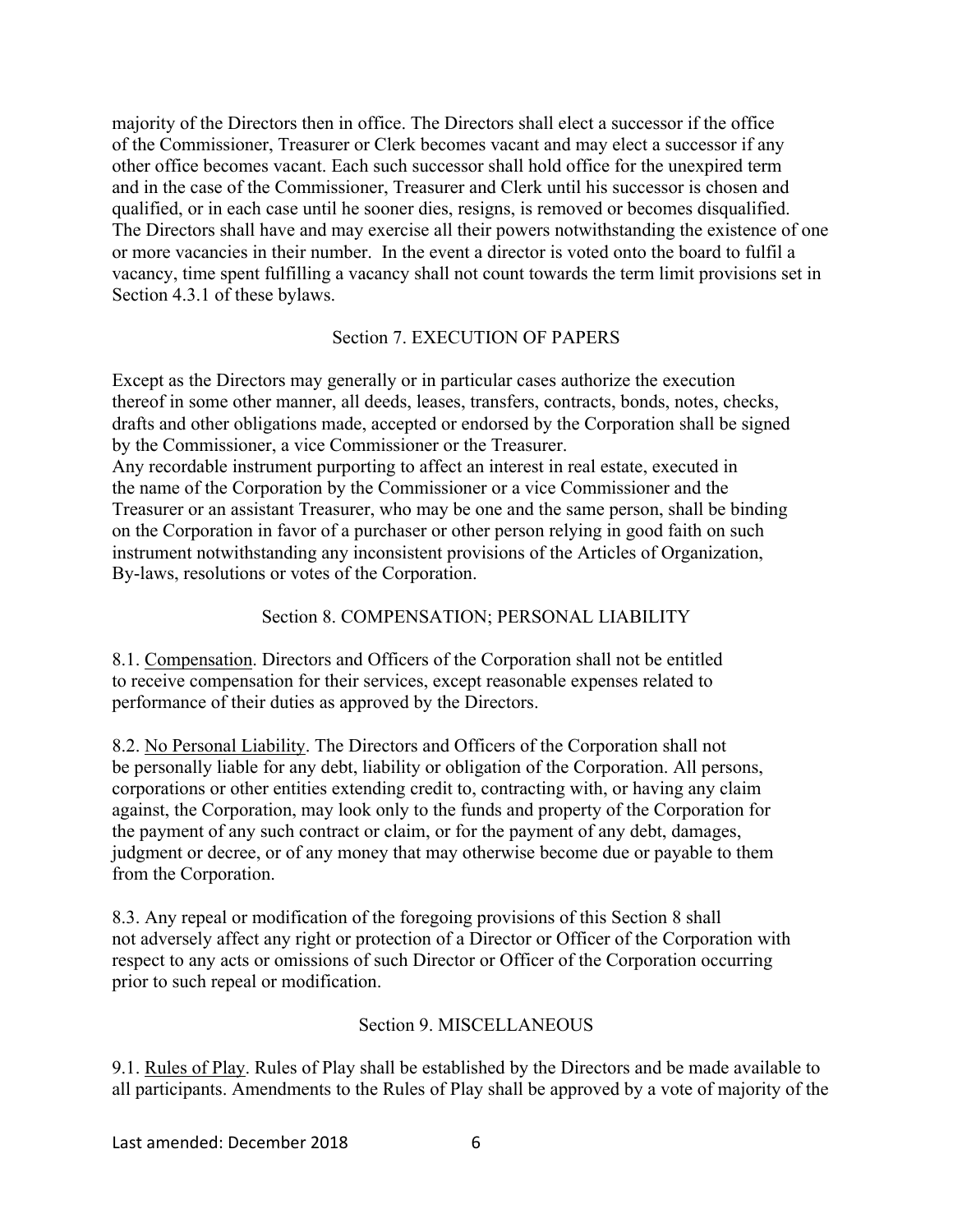majority of the Directors then in office. The Directors shall elect a successor if the office of the Commissioner, Treasurer or Clerk becomes vacant and may elect a successor if any other office becomes vacant. Each such successor shall hold office for the unexpired term and in the case of the Commissioner, Treasurer and Clerk until his successor is chosen and qualified, or in each case until he sooner dies, resigns, is removed or becomes disqualified. The Directors shall have and may exercise all their powers notwithstanding the existence of one or more vacancies in their number. In the event a director is voted onto the board to fulfil a vacancy, time spent fulfilling a vacancy shall not count towards the term limit provisions set in Section 4.3.1 of these bylaws.

## Section 7. EXECUTION OF PAPERS

Except as the Directors may generally or in particular cases authorize the execution thereof in some other manner, all deeds, leases, transfers, contracts, bonds, notes, checks, drafts and other obligations made, accepted or endorsed by the Corporation shall be signed by the Commissioner, a vice Commissioner or the Treasurer.
Any recordable instrument purporting to affect an interest in real estate, executed in the name of the Corporation by the Commissioner or a vice Commissioner and the Treasurer or an assistant Treasurer, who may be one and the same person, shall be binding on the Corporation in favor of a purchaser or other person relying in good faith on such instrument notwithstanding any inconsistent provisions of the Articles of Organization, By-laws, resolutions or votes of the Corporation.

## Section 8. COMPENSATION; PERSONAL LIABILITY

8.1. Compensation. Directors and Officers of the Corporation shall not be entitled to receive compensation for their services, except reasonable expenses related to performance of their duties as approved by the Directors.

8.2. No Personal Liability. The Directors and Officers of the Corporation shall not be personally liable for any debt, liability or obligation of the Corporation. All persons, corporations or other entities extending credit to, contracting with, or having any claim against, the Corporation, may look only to the funds and property of the Corporation for the payment of any such contract or claim, or for the payment of any debt, damages, judgment or decree, or of any money that may otherwise become due or payable to them from the Corporation.

8.3. Any repeal or modification of the foregoing provisions of this Section 8 shall not adversely affect any right or protection of a Director or Officer of the Corporation with respect to any acts or omissions of such Director or Officer of the Corporation occurring prior to such repeal or modification.

## Section 9. MISCELLANEOUS

9.1. Rules of Play. Rules of Play shall be established by the Directors and be made available to all participants. Amendments to the Rules of Play shall be approved by a vote of majority of the

Last amended: December 2018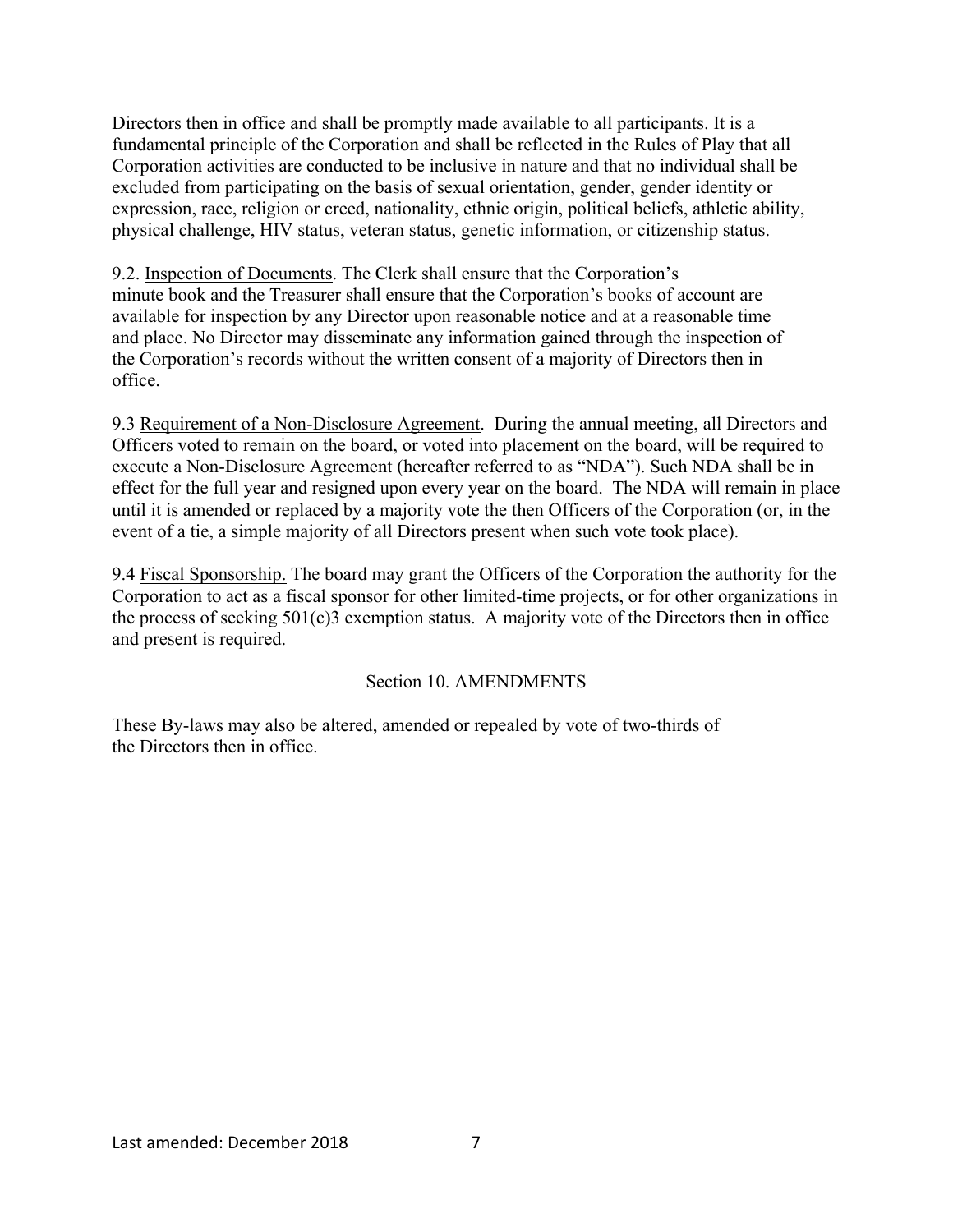Directors then in office and shall be promptly made available to all participants. It is a fundamental principle of the Corporation and shall be reflected in the Rules of Play that all Corporation activities are conducted to be inclusive in nature and that no individual shall be excluded from participating on the basis of sexual orientation, gender, gender identity or expression, race, religion or creed, nationality, ethnic origin, political beliefs, athletic ability, physical challenge, HIV status, veteran status, genetic information, or citizenship status.

9.2. Inspection of Documents. The Clerk shall ensure that the Corporation's minute book and the Treasurer shall ensure that the Corporation's books of account are available for inspection by any Director upon reasonable notice and at a reasonable time and place. No Director may disseminate any information gained through the inspection of the Corporation's records without the written consent of a majority of Directors then in office.

9.3 Requirement of a Non-Disclosure Agreement. During the annual meeting, all Directors and Officers voted to remain on the board, or voted into placement on the board, will be required to execute a Non-Disclosure Agreement (hereafter referred to as "NDA"). Such NDA shall be in effect for the full year and resigned upon every year on the board. The NDA will remain in place until it is amended or replaced by a majority vote the then Officers of the Corporation (or, in the event of a tie, a simple majority of all Directors present when such vote took place).

9.4 Fiscal Sponsorship. The board may grant the Officers of the Corporation the authority for the Corporation to act as a fiscal sponsor for other limited-time projects, or for other organizations in the process of seeking 501(c)3 exemption status. A majority vote of the Directors then in office and present is required.

## Section 10. AMENDMENTS

These By-laws may also be altered, amended or repealed by vote of two-thirds of the Directors then in office.